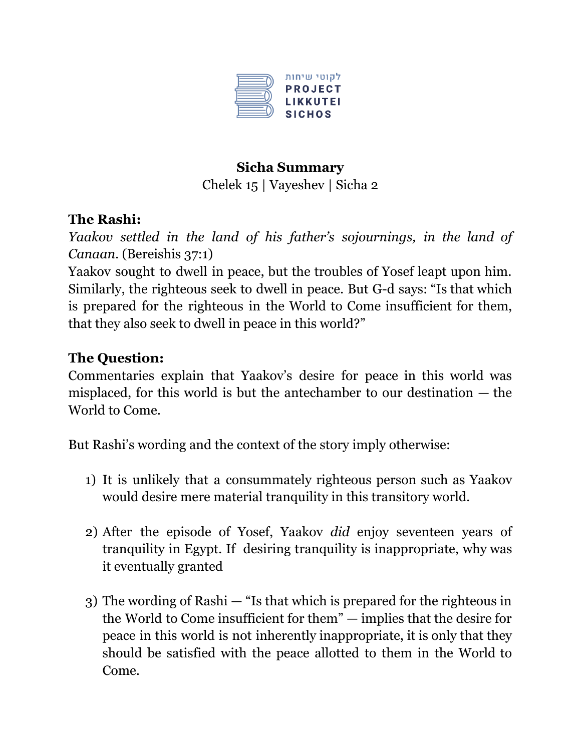לקוטי שיחות
**PROJECT LIKKUTEI SICHOS**

**Sicha Summary**
Chelek 15 | Vayeshev | Sicha 2

## The Rashi:

*Yaakov settled in the land of his father's sojournings, in the land of Canaan.* (Bereishis 37:1)

Yaakov sought to dwell in peace, but the troubles of Yosef leapt upon him. Similarly, the righteous seek to dwell in peace. But G-d says: "Is that which is prepared for the righteous in the World to Come insufficient for them, that they also seek to dwell in peace in this world?"

## The Question:

Commentaries explain that Yaakov's desire for peace in this world was misplaced, for this world is but the antechamber to our destination — the World to Come.

But Rashi's wording and the context of the story imply otherwise:

1) It is unlikely that a consummately righteous person such as Yaakov would desire mere material tranquility in this transitory world.

2) After the episode of Yosef, Yaakov *did* enjoy seventeen years of tranquility in Egypt. If desiring tranquility is inappropriate, why was it eventually granted

3) The wording of Rashi — "Is that which is prepared for the righteous in the World to Come insufficient for them" — implies that the desire for peace in this world is not inherently inappropriate, it is only that they should be satisfied with the peace allotted to them in the World to Come.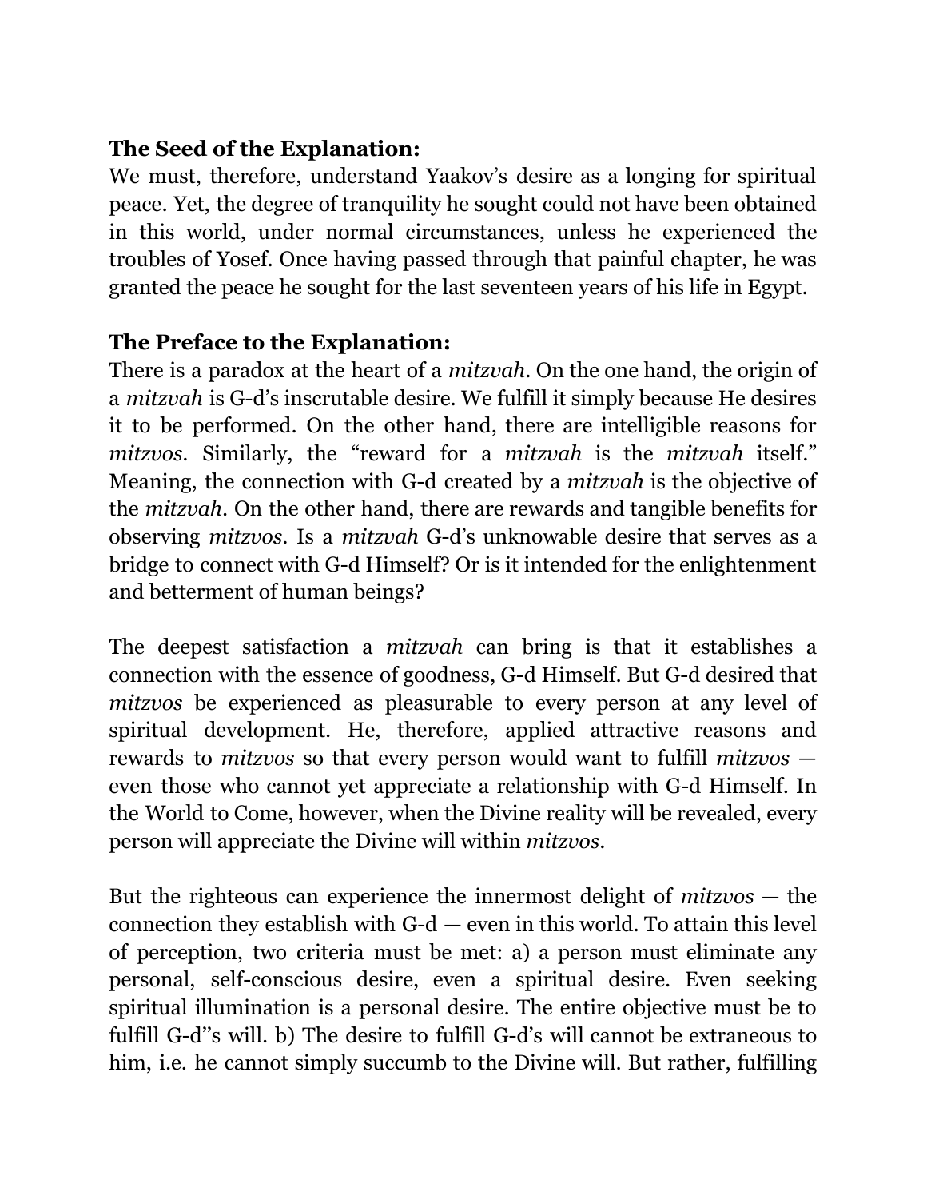**The Seed of the Explanation:**
We must, therefore, understand Yaakov's desire as a longing for spiritual peace. Yet, the degree of tranquility he sought could not have been obtained in this world, under normal circumstances, unless he experienced the troubles of Yosef. Once having passed through that painful chapter, he was granted the peace he sought for the last seventeen years of his life in Egypt.

**The Preface to the Explanation:**
There is a paradox at the heart of a *mitzvah*. On the one hand, the origin of a *mitzvah* is G-d's inscrutable desire. We fulfill it simply because He desires it to be performed. On the other hand, there are intelligible reasons for *mitzvos*. Similarly, the "reward for a *mitzvah* is the *mitzvah* itself." Meaning, the connection with G-d created by a *mitzvah* is the objective of the *mitzvah*. On the other hand, there are rewards and tangible benefits for observing *mitzvos*. Is a *mitzvah* G-d's unknowable desire that serves as a bridge to connect with G-d Himself? Or is it intended for the enlightenment and betterment of human beings?

The deepest satisfaction a *mitzvah* can bring is that it establishes a connection with the essence of goodness, G-d Himself. But G-d desired that *mitzvos* be experienced as pleasurable to every person at any level of spiritual development. He, therefore, applied attractive reasons and rewards to *mitzvos* so that every person would want to fulfill *mitzvos* — even those who cannot yet appreciate a relationship with G-d Himself. In the World to Come, however, when the Divine reality will be revealed, every person will appreciate the Divine will within *mitzvos*.

But the righteous can experience the innermost delight of *mitzvos* — the connection they establish with G-d — even in this world. To attain this level of perception, two criteria must be met: a) a person must eliminate any personal, self-conscious desire, even a spiritual desire. Even seeking spiritual illumination is a personal desire. The entire objective must be to fulfill G-d''s will. b) The desire to fulfill G-d's will cannot be extraneous to him, i.e. he cannot simply succumb to the Divine will. But rather, fulfilling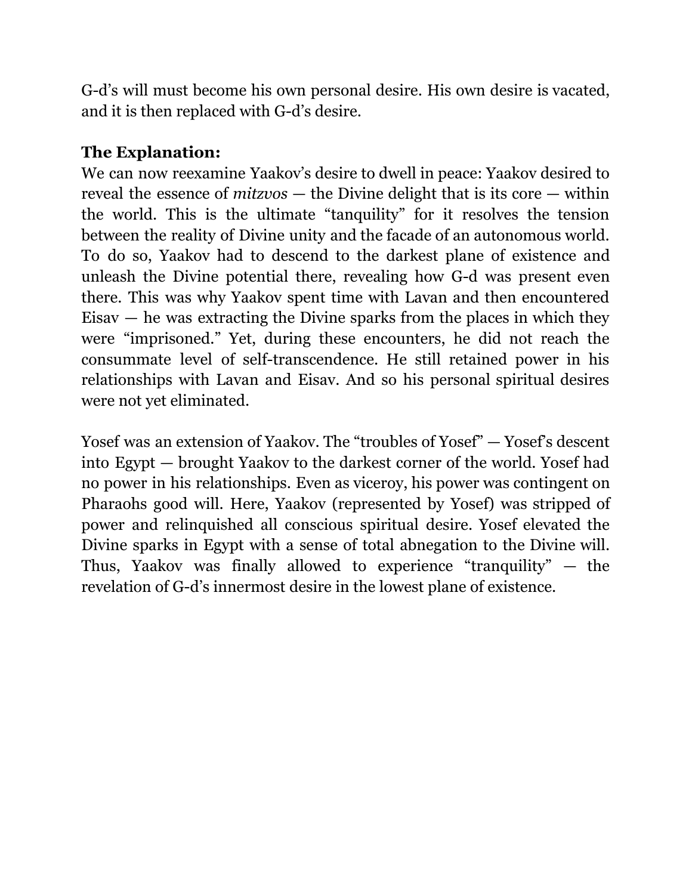G-d's will must become his own personal desire. His own desire is vacated, and it is then replaced with G-d's desire.

**The Explanation:**
We can now reexamine Yaakov's desire to dwell in peace: Yaakov desired to reveal the essence of *mitzvos* — the Divine delight that is its core — within the world. This is the ultimate "tanquility" for it resolves the tension between the reality of Divine unity and the facade of an autonomous world. To do so, Yaakov had to descend to the darkest plane of existence and unleash the Divine potential there, revealing how G-d was present even there. This was why Yaakov spent time with Lavan and then encountered Eisav — he was extracting the Divine sparks from the places in which they were "imprisoned." Yet, during these encounters, he did not reach the consummate level of self-transcendence. He still retained power in his relationships with Lavan and Eisav. And so his personal spiritual desires were not yet eliminated.

Yosef was an extension of Yaakov. The "troubles of Yosef" — Yosef's descent into Egypt — brought Yaakov to the darkest corner of the world. Yosef had no power in his relationships. Even as viceroy, his power was contingent on Pharaohs good will. Here, Yaakov (represented by Yosef) was stripped of power and relinquished all conscious spiritual desire. Yosef elevated the Divine sparks in Egypt with a sense of total abnegation to the Divine will. Thus, Yaakov was finally allowed to experience "tranquility" — the revelation of G-d's innermost desire in the lowest plane of existence.